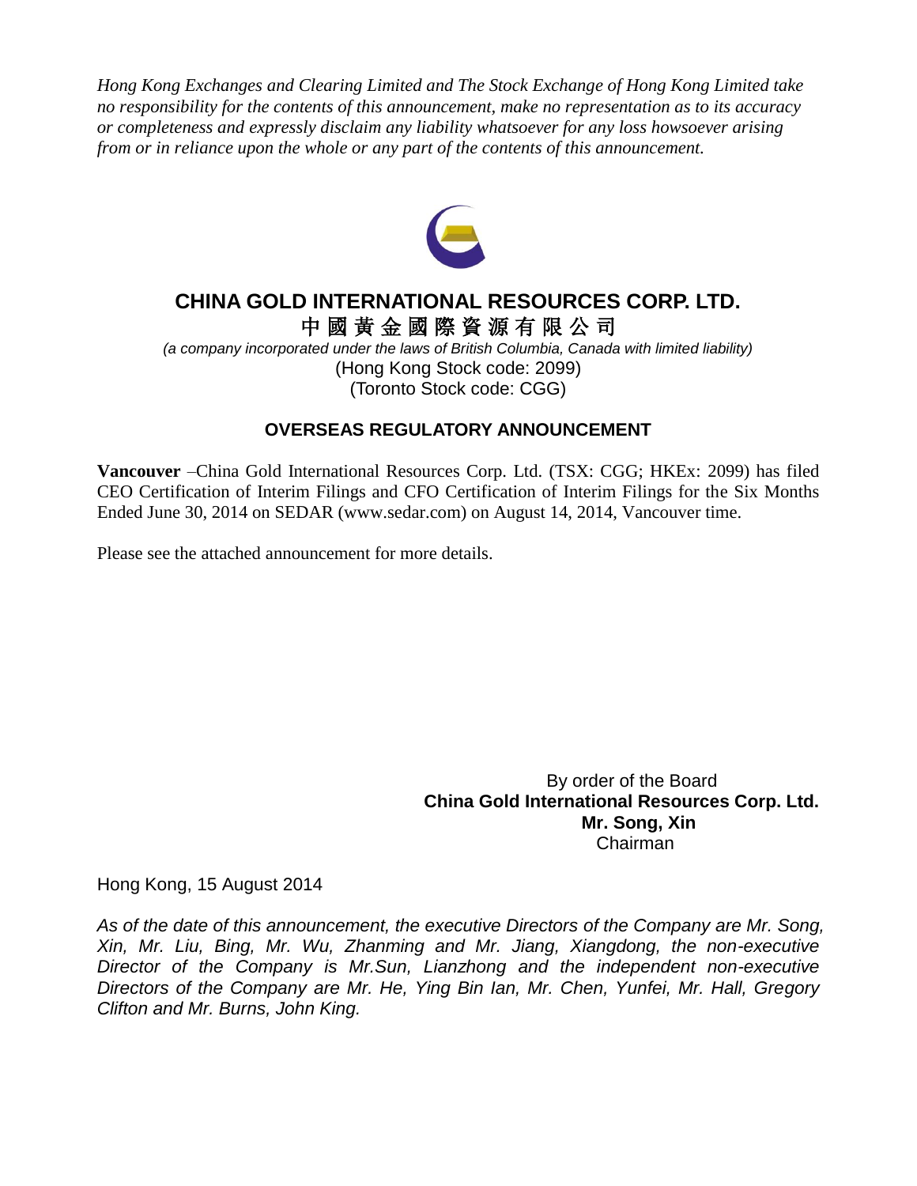*Hong Kong Exchanges and Clearing Limited and The Stock Exchange of Hong Kong Limited take no responsibility for the contents of this announcement, make no representation as to its accuracy or completeness and expressly disclaim any liability whatsoever for any loss howsoever arising from or in reliance upon the whole or any part of the contents of this announcement.*

# CHINA GOLD INTERNATIONAL RESOURCES CORP. LTD.

# 中國黃金國際資源有限公司

*(a company incorporated under the laws of British Columbia, Canada with limited liability)*

(Hong Kong Stock code: 2099)

(Toronto Stock code: CGG)

## OVERSEAS REGULATORY ANNOUNCEMENT

**Vancouver** –China Gold International Resources Corp. Ltd. (TSX: CGG; HKEx: 2099) has filed CEO Certification of Interim Filings and CFO Certification of Interim Filings for the Six Months Ended June 30, 2014 on SEDAR (www.sedar.com) on August 14, 2014, Vancouver time.

Please see the attached announcement for more details.

By order of the Board

**China Gold International Resources Corp. Ltd.**

**Mr. Song, Xin**

Chairman

Hong Kong, 15 August 2014

*As of the date of this announcement, the executive Directors of the Company are Mr. Song, Xin, Mr. Liu, Bing, Mr. Wu, Zhanming and Mr. Jiang, Xiangdong, the non-executive Director of the Company is Mr.Sun, Lianzhong and the independent non-executive Directors of the Company are Mr. He, Ying Bin Ian, Mr. Chen, Yunfei, Mr. Hall, Gregory Clifton and Mr. Burns, John King.*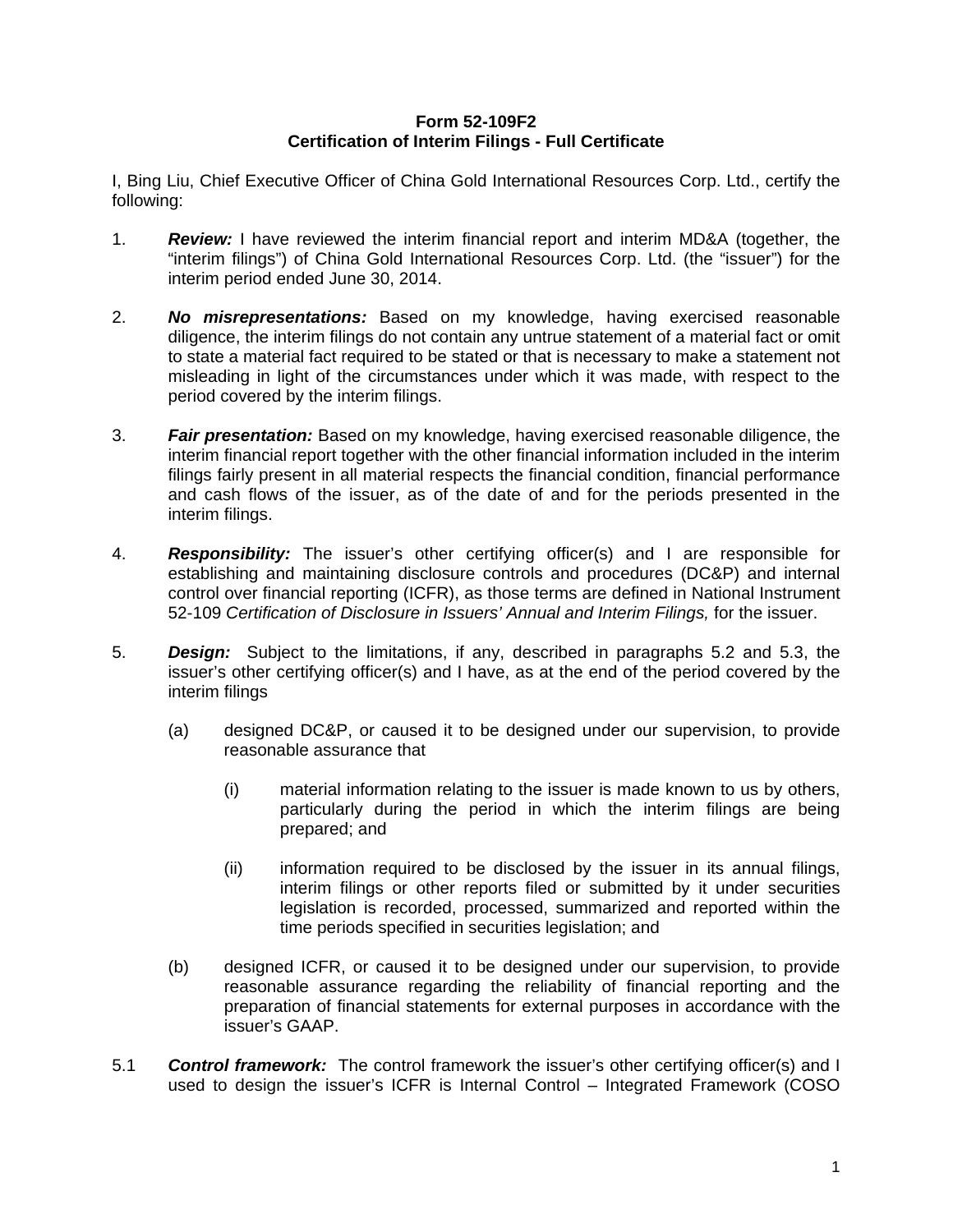**Form 52-109F2**
**Certification of Interim Filings - Full Certificate**

I, Bing Liu, Chief Executive Officer of China Gold International Resources Corp. Ltd., certify the following:

1. ***Review:*** I have reviewed the interim financial report and interim MD&A (together, the "interim filings") of China Gold International Resources Corp. Ltd. (the "issuer") for the interim period ended June 30, 2014.

2. ***No misrepresentations:*** Based on my knowledge, having exercised reasonable diligence, the interim filings do not contain any untrue statement of a material fact or omit to state a material fact required to be stated or that is necessary to make a statement not misleading in light of the circumstances under which it was made, with respect to the period covered by the interim filings.

3. ***Fair presentation:*** Based on my knowledge, having exercised reasonable diligence, the interim financial report together with the other financial information included in the interim filings fairly present in all material respects the financial condition, financial performance and cash flows of the issuer, as of the date of and for the periods presented in the interim filings.

4. ***Responsibility:*** The issuer's other certifying officer(s) and I are responsible for establishing and maintaining disclosure controls and procedures (DC&P) and internal control over financial reporting (ICFR), as those terms are defined in National Instrument 52-109 *Certification of Disclosure in Issuers' Annual and Interim Filings,* for the issuer.

5. ***Design:*** Subject to the limitations, if any, described in paragraphs 5.2 and 5.3, the issuer's other certifying officer(s) and I have, as at the end of the period covered by the interim filings

   (a) designed DC&P, or caused it to be designed under our supervision, to provide reasonable assurance that

      (i) material information relating to the issuer is made known to us by others, particularly during the period in which the interim filings are being prepared; and

      (ii) information required to be disclosed by the issuer in its annual filings, interim filings or other reports filed or submitted by it under securities legislation is recorded, processed, summarized and reported within the time periods specified in securities legislation; and

   (b) designed ICFR, or caused it to be designed under our supervision, to provide reasonable assurance regarding the reliability of financial reporting and the preparation of financial statements for external purposes in accordance with the issuer's GAAP.

5.1 ***Control framework:*** The control framework the issuer's other certifying officer(s) and I used to design the issuer's ICFR is Internal Control – Integrated Framework (COSO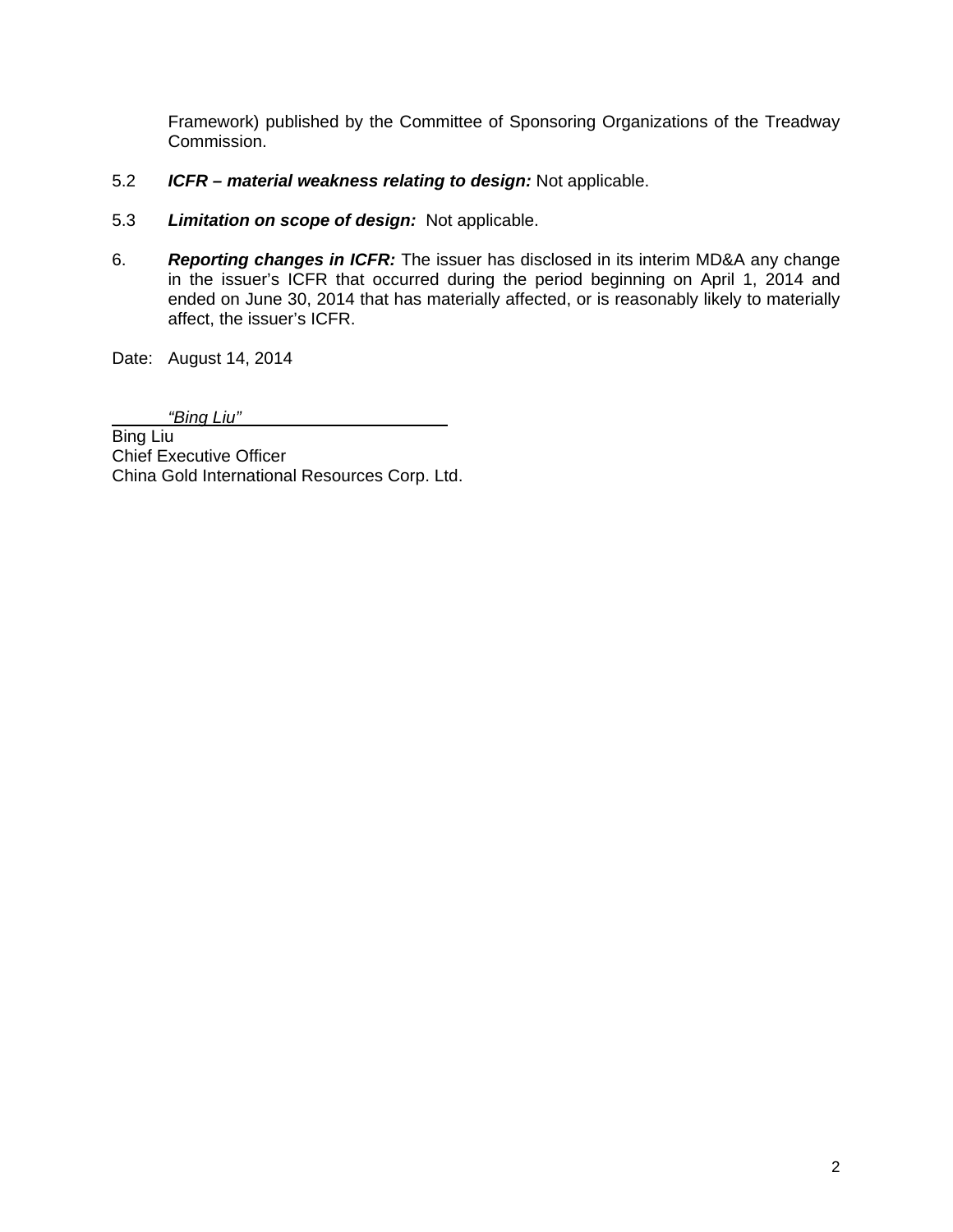Framework) published by the Committee of Sponsoring Organizations of the Treadway Commission.

5.2 ***ICFR – material weakness relating to design:*** Not applicable.

5.3 ***Limitation on scope of design:*** Not applicable.

6. ***Reporting changes in ICFR:*** The issuer has disclosed in its interim MD&A any change in the issuer's ICFR that occurred during the period beginning on April 1, 2014 and ended on June 30, 2014 that has materially affected, or is reasonably likely to materially affect, the issuer's ICFR.

Date: August 14, 2014

*"Bing Liu"*

Bing Liu
Chief Executive Officer
China Gold International Resources Corp. Ltd.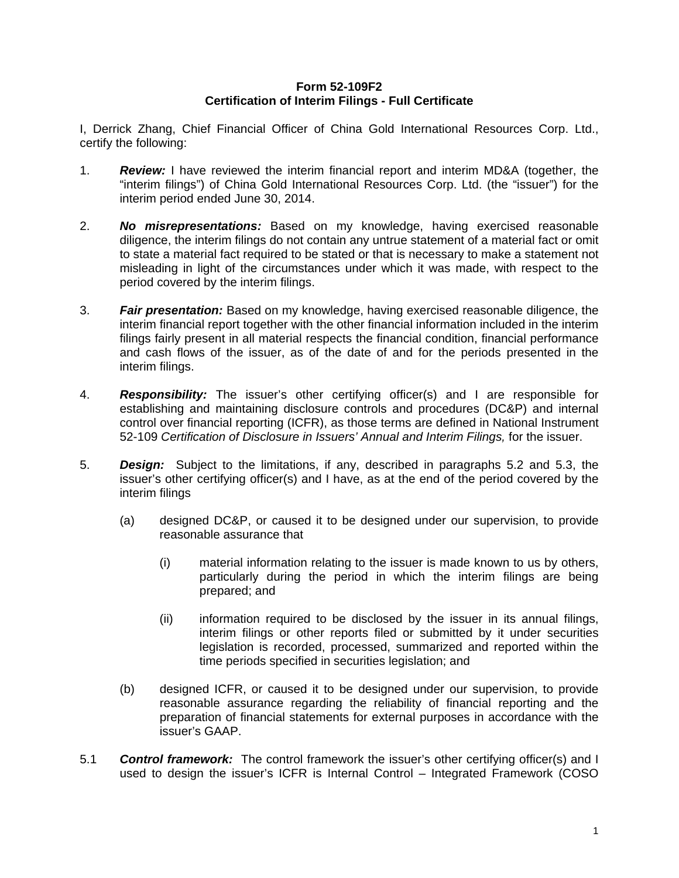**Form 52-109F2**
**Certification of Interim Filings - Full Certificate**

I, Derrick Zhang, Chief Financial Officer of China Gold International Resources Corp. Ltd., certify the following:

1. ***Review:*** I have reviewed the interim financial report and interim MD&A (together, the "interim filings") of China Gold International Resources Corp. Ltd. (the "issuer") for the interim period ended June 30, 2014.

2. ***No misrepresentations:*** Based on my knowledge, having exercised reasonable diligence, the interim filings do not contain any untrue statement of a material fact or omit to state a material fact required to be stated or that is necessary to make a statement not misleading in light of the circumstances under which it was made, with respect to the period covered by the interim filings.

3. ***Fair presentation:*** Based on my knowledge, having exercised reasonable diligence, the interim financial report together with the other financial information included in the interim filings fairly present in all material respects the financial condition, financial performance and cash flows of the issuer, as of the date of and for the periods presented in the interim filings.

4. ***Responsibility:*** The issuer's other certifying officer(s) and I are responsible for establishing and maintaining disclosure controls and procedures (DC&P) and internal control over financial reporting (ICFR), as those terms are defined in National Instrument 52-109 *Certification of Disclosure in Issuers' Annual and Interim Filings,* for the issuer.

5. ***Design:*** Subject to the limitations, if any, described in paragraphs 5.2 and 5.3, the issuer's other certifying officer(s) and I have, as at the end of the period covered by the interim filings

   (a) designed DC&P, or caused it to be designed under our supervision, to provide reasonable assurance that

      (i) material information relating to the issuer is made known to us by others, particularly during the period in which the interim filings are being prepared; and

      (ii) information required to be disclosed by the issuer in its annual filings, interim filings or other reports filed or submitted by it under securities legislation is recorded, processed, summarized and reported within the time periods specified in securities legislation; and

   (b) designed ICFR, or caused it to be designed under our supervision, to provide reasonable assurance regarding the reliability of financial reporting and the preparation of financial statements for external purposes in accordance with the issuer's GAAP.

5.1 ***Control framework:*** The control framework the issuer's other certifying officer(s) and I used to design the issuer's ICFR is Internal Control – Integrated Framework (COSO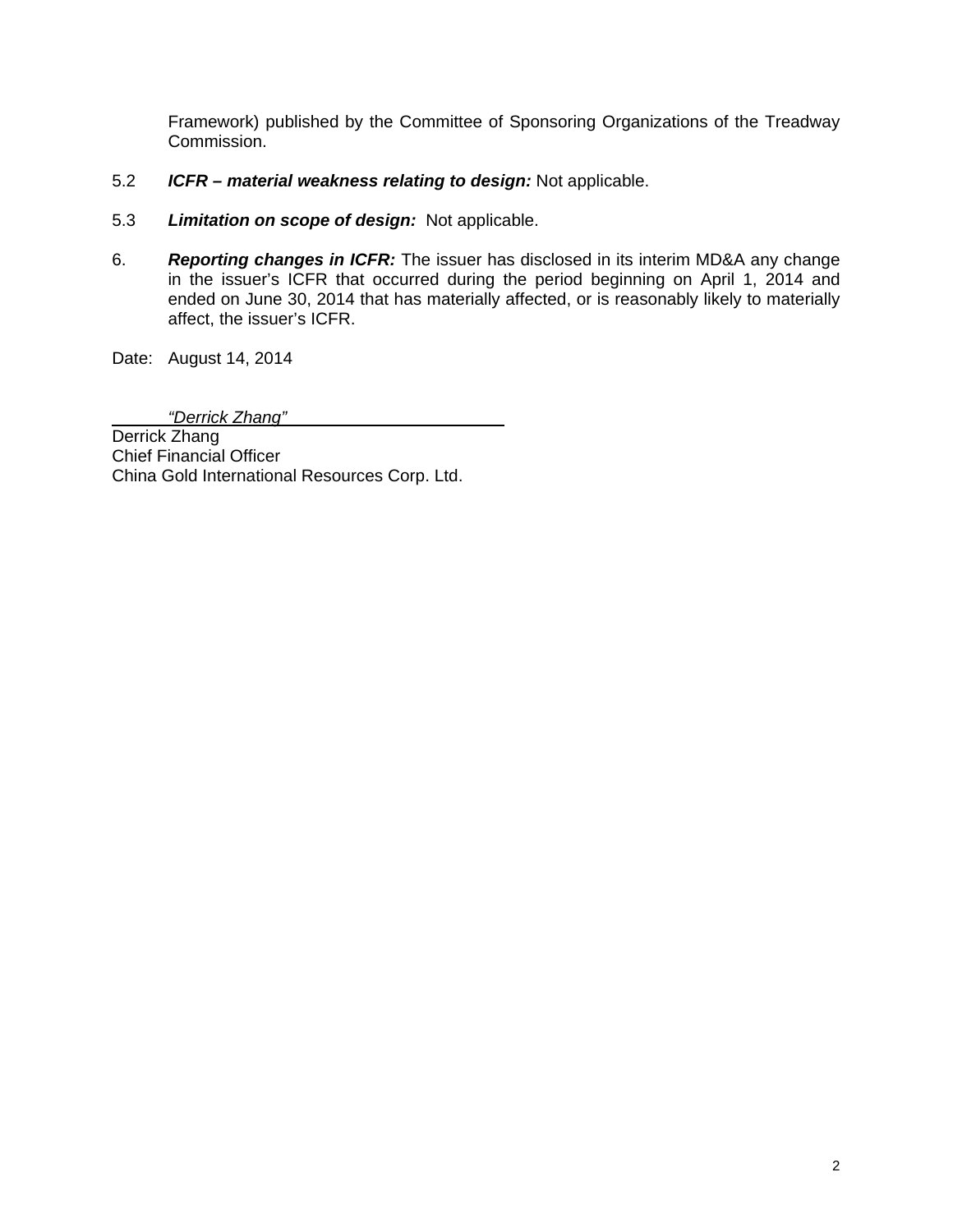Framework) published by the Committee of Sponsoring Organizations of the Treadway Commission.

5.2 ***ICFR – material weakness relating to design:*** Not applicable.

5.3 ***Limitation on scope of design:*** Not applicable.

6. ***Reporting changes in ICFR:*** The issuer has disclosed in its interim MD&A any change in the issuer's ICFR that occurred during the period beginning on April 1, 2014 and ended on June 30, 2014 that has materially affected, or is reasonably likely to materially affect, the issuer's ICFR.

Date: August 14, 2014

*"Derrick Zhang"*

Derrick Zhang
Chief Financial Officer
China Gold International Resources Corp. Ltd.